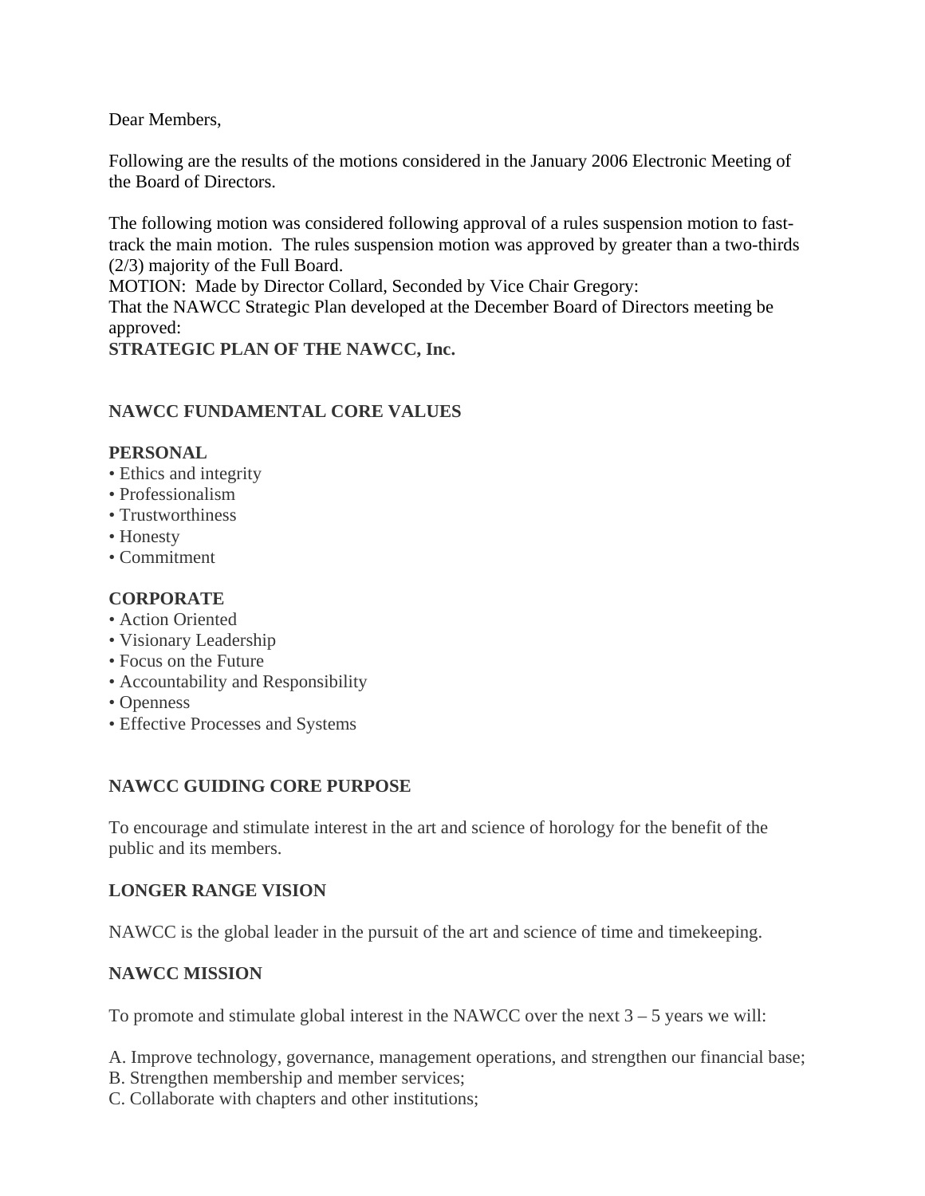Dear Members,

Following are the results of the motions considered in the January 2006 Electronic Meeting of the Board of Directors.

The following motion was considered following approval of a rules suspension motion to fast-track the main motion. The rules suspension motion was approved by greater than a two-thirds (2/3) majority of the Full Board.
MOTION: Made by Director Collard, Seconded by Vice Chair Gregory:
That the NAWCC Strategic Plan developed at the December Board of Directors meeting be approved:

**STRATEGIC PLAN OF THE NAWCC, Inc.**

## NAWCC FUNDAMENTAL CORE VALUES

### PERSONAL

- Ethics and integrity
- Professionalism
- Trustworthiness
- Honesty
- Commitment

### CORPORATE

- Action Oriented
- Visionary Leadership
- Focus on the Future
- Accountability and Responsibility
- Openness
- Effective Processes and Systems

## NAWCC GUIDING CORE PURPOSE

To encourage and stimulate interest in the art and science of horology for the benefit of the public and its members.

## LONGER RANGE VISION

NAWCC is the global leader in the pursuit of the art and science of time and timekeeping.

## NAWCC MISSION

To promote and stimulate global interest in the NAWCC over the next 3 – 5 years we will:

A. Improve technology, governance, management operations, and strengthen our financial base;
B. Strengthen membership and member services;
C. Collaborate with chapters and other institutions;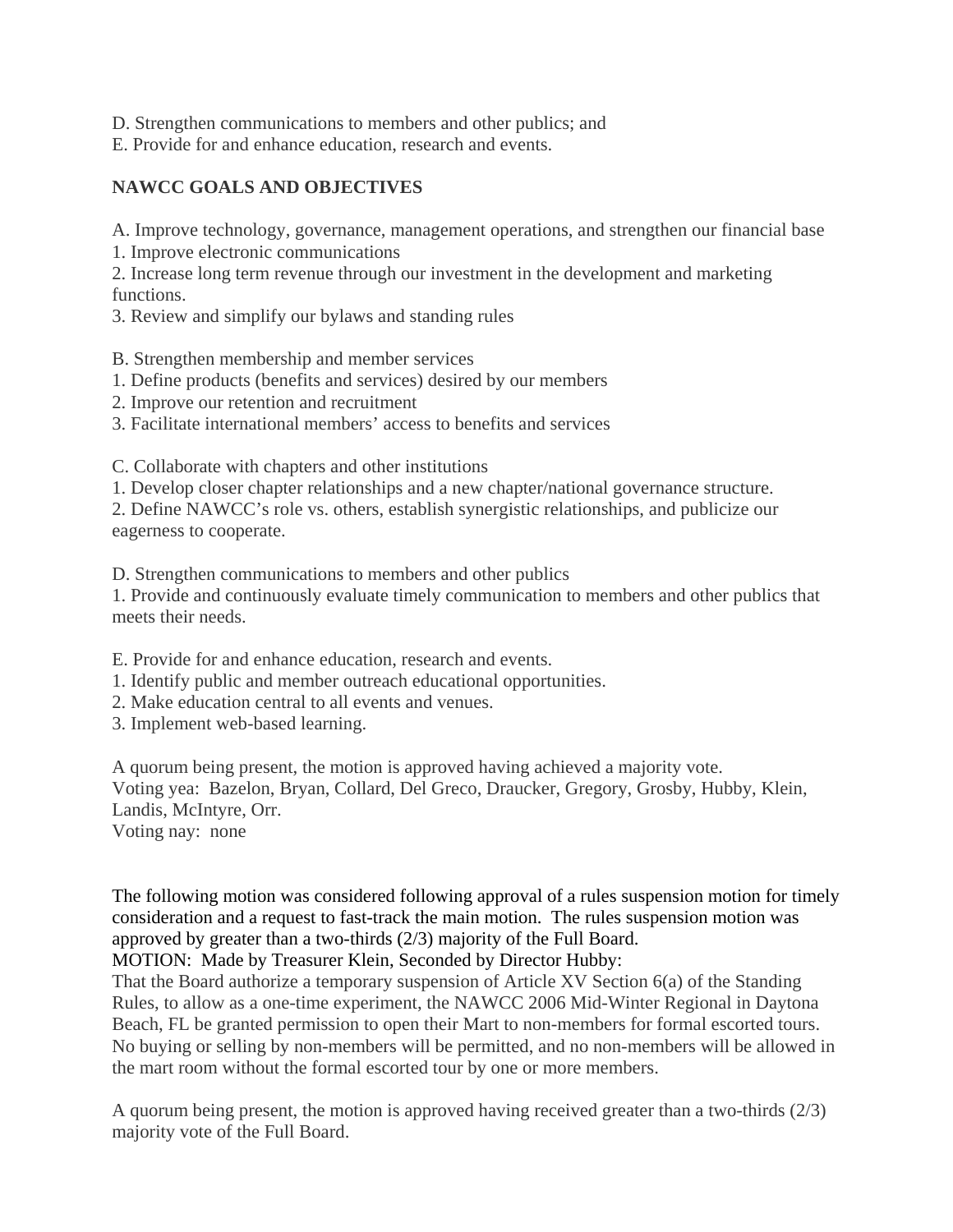D. Strengthen communications to members and other publics; and
E. Provide for and enhance education, research and events.

**NAWCC GOALS AND OBJECTIVES**

A. Improve technology, governance, management operations, and strengthen our financial base
1. Improve electronic communications
2. Increase long term revenue through our investment in the development and marketing functions.
3. Review and simplify our bylaws and standing rules

B. Strengthen membership and member services
1. Define products (benefits and services) desired by our members
2. Improve our retention and recruitment
3. Facilitate international members' access to benefits and services

C. Collaborate with chapters and other institutions
1. Develop closer chapter relationships and a new chapter/national governance structure.
2. Define NAWCC's role vs. others, establish synergistic relationships, and publicize our eagerness to cooperate.

D. Strengthen communications to members and other publics
1. Provide and continuously evaluate timely communication to members and other publics that meets their needs.

E. Provide for and enhance education, research and events.
1. Identify public and member outreach educational opportunities.
2. Make education central to all events and venues.
3. Implement web-based learning.

A quorum being present, the motion is approved having achieved a majority vote.
Voting yea: Bazelon, Bryan, Collard, Del Greco, Draucker, Gregory, Grosby, Hubby, Klein, Landis, McIntyre, Orr.
Voting nay: none

The following motion was considered following approval of a rules suspension motion for timely consideration and a request to fast-track the main motion. The rules suspension motion was approved by greater than a two-thirds (2/3) majority of the Full Board.
MOTION: Made by Treasurer Klein, Seconded by Director Hubby:
That the Board authorize a temporary suspension of Article XV Section 6(a) of the Standing Rules, to allow as a one-time experiment, the NAWCC 2006 Mid-Winter Regional in Daytona Beach, FL be granted permission to open their Mart to non-members for formal escorted tours. No buying or selling by non-members will be permitted, and no non-members will be allowed in the mart room without the formal escorted tour by one or more members.

A quorum being present, the motion is approved having received greater than a two-thirds (2/3) majority vote of the Full Board.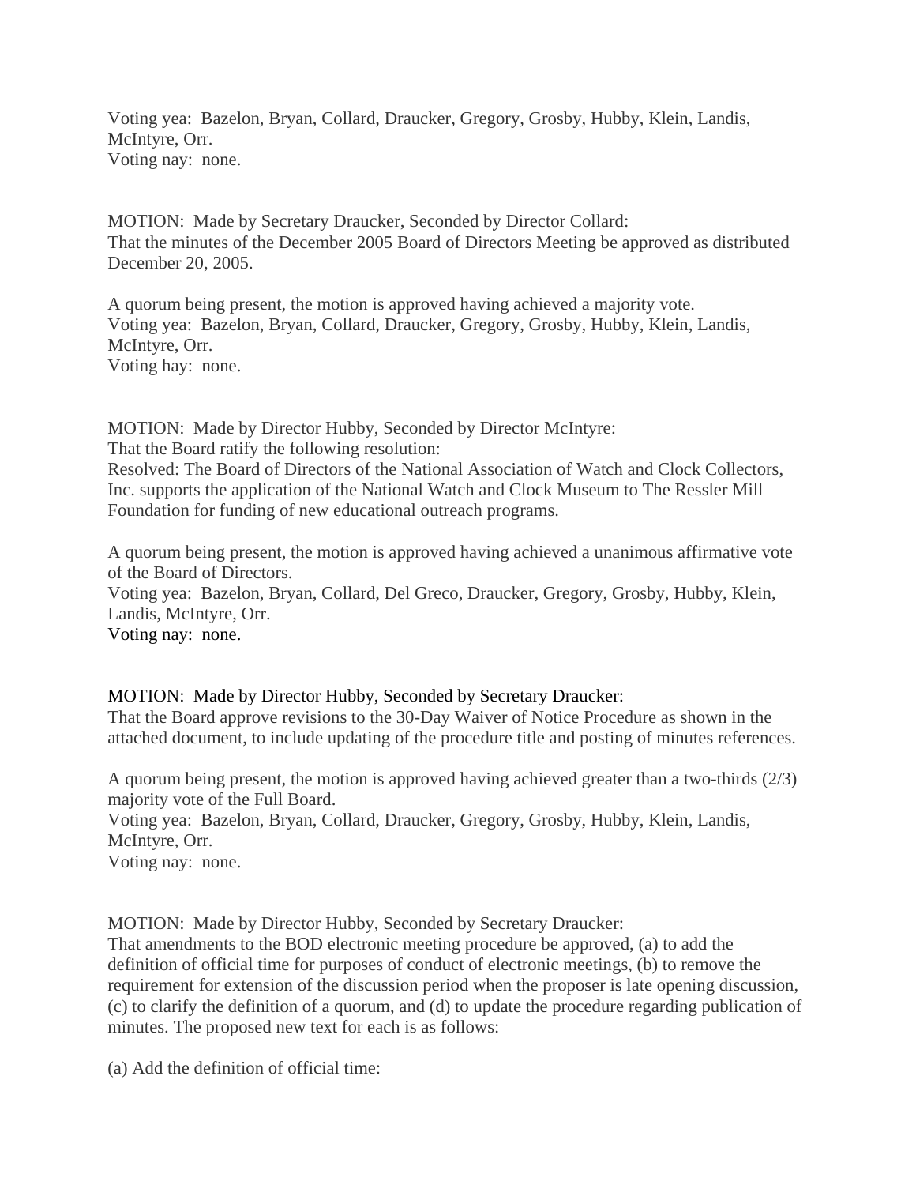Voting yea: Bazelon, Bryan, Collard, Draucker, Gregory, Grosby, Hubby, Klein, Landis, McIntyre, Orr.
Voting nay: none.

MOTION: Made by Secretary Draucker, Seconded by Director Collard:
That the minutes of the December 2005 Board of Directors Meeting be approved as distributed December 20, 2005.

A quorum being present, the motion is approved having achieved a majority vote.
Voting yea: Bazelon, Bryan, Collard, Draucker, Gregory, Grosby, Hubby, Klein, Landis, McIntyre, Orr.
Voting hay: none.

MOTION: Made by Director Hubby, Seconded by Director McIntyre:
That the Board ratify the following resolution:
Resolved: The Board of Directors of the National Association of Watch and Clock Collectors, Inc. supports the application of the National Watch and Clock Museum to The Ressler Mill Foundation for funding of new educational outreach programs.

A quorum being present, the motion is approved having achieved a unanimous affirmative vote of the Board of Directors.
Voting yea: Bazelon, Bryan, Collard, Del Greco, Draucker, Gregory, Grosby, Hubby, Klein, Landis, McIntyre, Orr.
Voting nay: none.

MOTION: Made by Director Hubby, Seconded by Secretary Draucker:
That the Board approve revisions to the 30-Day Waiver of Notice Procedure as shown in the attached document, to include updating of the procedure title and posting of minutes references.

A quorum being present, the motion is approved having achieved greater than a two-thirds (2/3) majority vote of the Full Board.
Voting yea: Bazelon, Bryan, Collard, Draucker, Gregory, Grosby, Hubby, Klein, Landis, McIntyre, Orr.
Voting nay: none.

MOTION: Made by Director Hubby, Seconded by Secretary Draucker:
That amendments to the BOD electronic meeting procedure be approved, (a) to add the definition of official time for purposes of conduct of electronic meetings, (b) to remove the requirement for extension of the discussion period when the proposer is late opening discussion, (c) to clarify the definition of a quorum, and (d) to update the procedure regarding publication of minutes. The proposed new text for each is as follows:

(a) Add the definition of official time: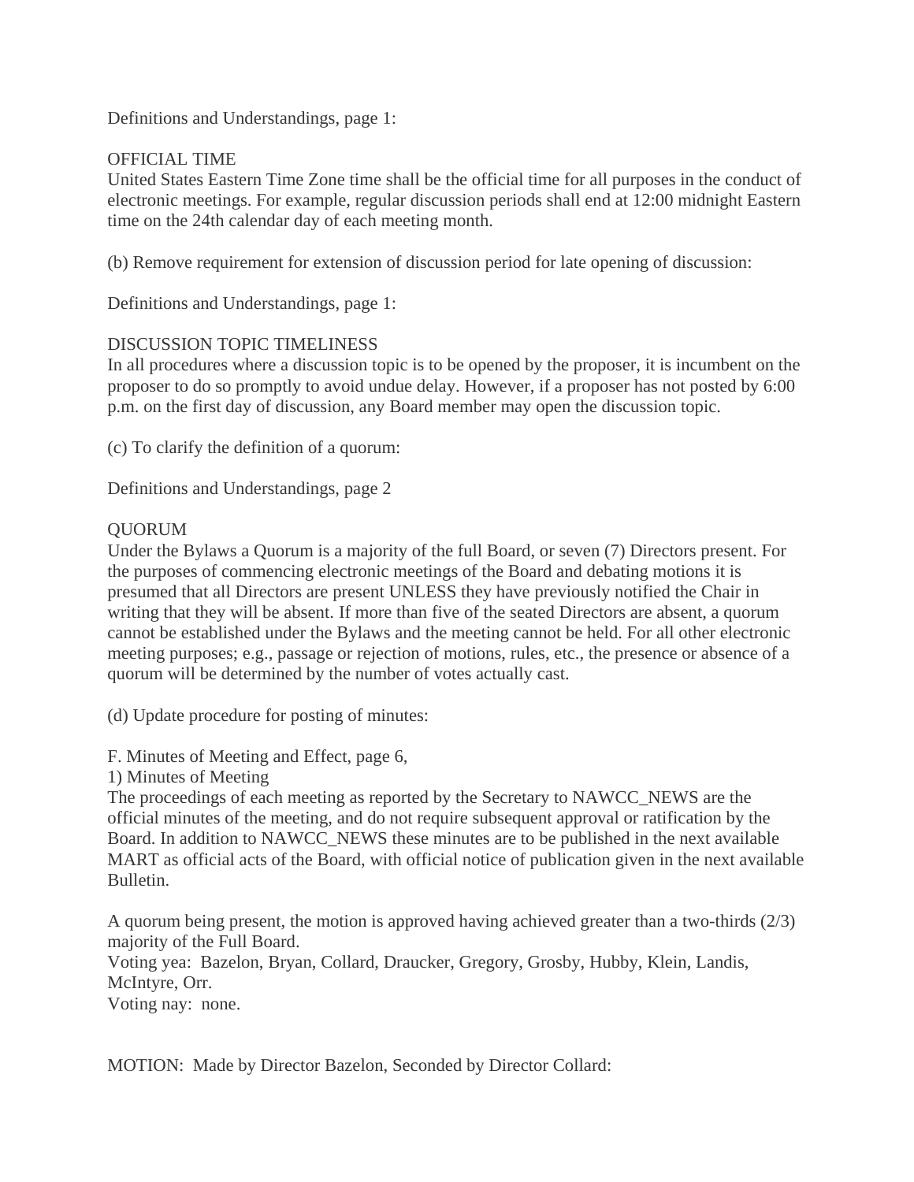Definitions and Understandings, page 1:

OFFICIAL TIME
United States Eastern Time Zone time shall be the official time for all purposes in the conduct of electronic meetings. For example, regular discussion periods shall end at 12:00 midnight Eastern time on the 24th calendar day of each meeting month.

(b) Remove requirement for extension of discussion period for late opening of discussion:

Definitions and Understandings, page 1:

DISCUSSION TOPIC TIMELINESS
In all procedures where a discussion topic is to be opened by the proposer, it is incumbent on the proposer to do so promptly to avoid undue delay. However, if a proposer has not posted by 6:00 p.m. on the first day of discussion, any Board member may open the discussion topic.

(c) To clarify the definition of a quorum:

Definitions and Understandings, page 2

QUORUM
Under the Bylaws a Quorum is a majority of the full Board, or seven (7) Directors present. For the purposes of commencing electronic meetings of the Board and debating motions it is presumed that all Directors are present UNLESS they have previously notified the Chair in writing that they will be absent. If more than five of the seated Directors are absent, a quorum cannot be established under the Bylaws and the meeting cannot be held. For all other electronic meeting purposes; e.g., passage or rejection of motions, rules, etc., the presence or absence of a quorum will be determined by the number of votes actually cast.

(d) Update procedure for posting of minutes:

F. Minutes of Meeting and Effect, page 6,
1) Minutes of Meeting
The proceedings of each meeting as reported by the Secretary to NAWCC_NEWS are the official minutes of the meeting, and do not require subsequent approval or ratification by the Board. In addition to NAWCC_NEWS these minutes are to be published in the next available MART as official acts of the Board, with official notice of publication given in the next available Bulletin.

A quorum being present, the motion is approved having achieved greater than a two-thirds (2/3) majority of the Full Board.
Voting yea: Bazelon, Bryan, Collard, Draucker, Gregory, Grosby, Hubby, Klein, Landis, McIntyre, Orr.
Voting nay: none.

MOTION: Made by Director Bazelon, Seconded by Director Collard: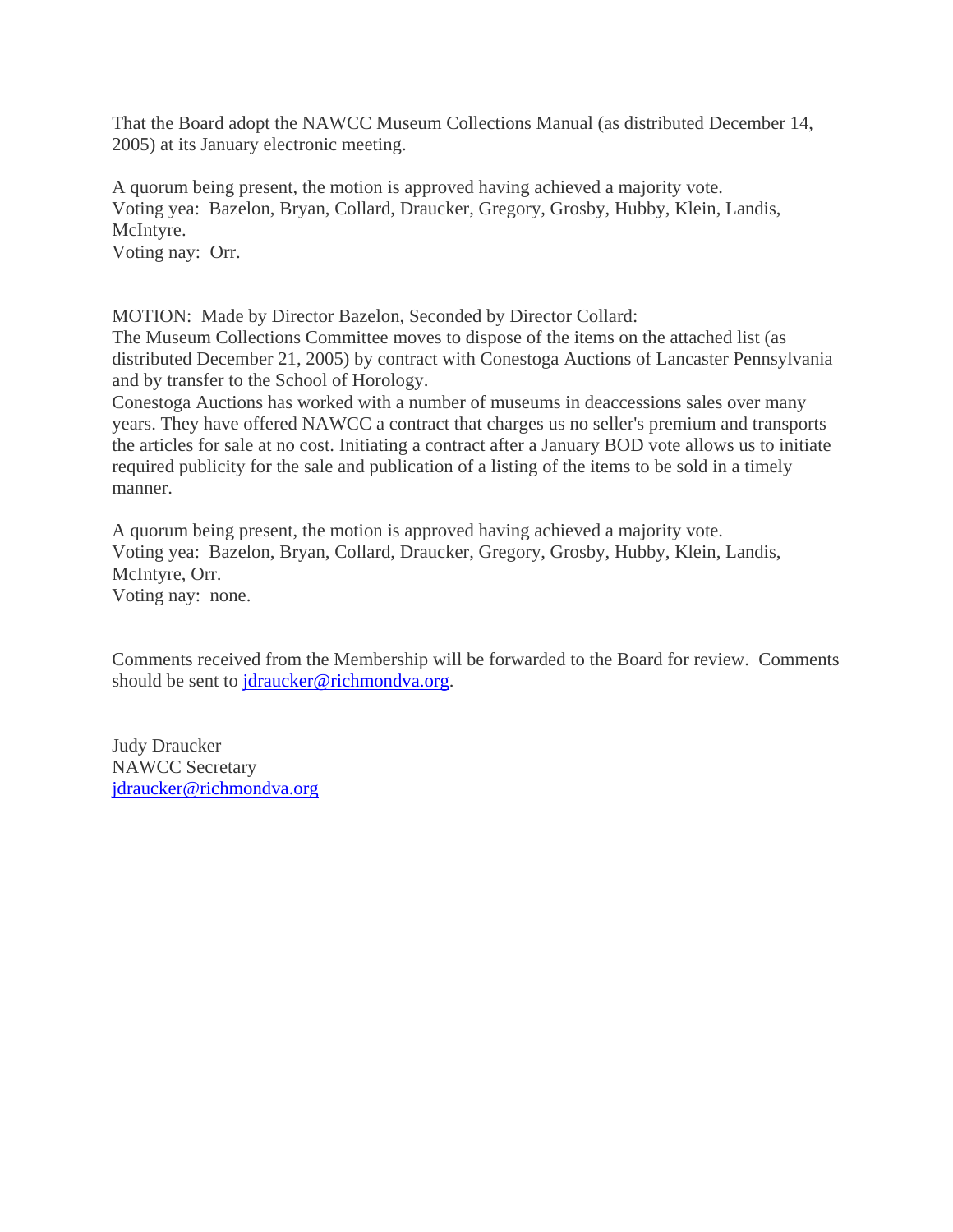That the Board adopt the NAWCC Museum Collections Manual (as distributed December 14, 2005) at its January electronic meeting.

A quorum being present, the motion is approved having achieved a majority vote.
Voting yea: Bazelon, Bryan, Collard, Draucker, Gregory, Grosby, Hubby, Klein, Landis, McIntyre.
Voting nay: Orr.

MOTION: Made by Director Bazelon, Seconded by Director Collard:
The Museum Collections Committee moves to dispose of the items on the attached list (as distributed December 21, 2005) by contract with Conestoga Auctions of Lancaster Pennsylvania and by transfer to the School of Horology.
Conestoga Auctions has worked with a number of museums in deaccessions sales over many years. They have offered NAWCC a contract that charges us no seller's premium and transports the articles for sale at no cost. Initiating a contract after a January BOD vote allows us to initiate required publicity for the sale and publication of a listing of the items to be sold in a timely manner.

A quorum being present, the motion is approved having achieved a majority vote.
Voting yea: Bazelon, Bryan, Collard, Draucker, Gregory, Grosby, Hubby, Klein, Landis, McIntyre, Orr.
Voting nay: none.

Comments received from the Membership will be forwarded to the Board for review. Comments should be sent to jdraucker@richmondva.org.

Judy Draucker
NAWCC Secretary
jdraucker@richmondva.org